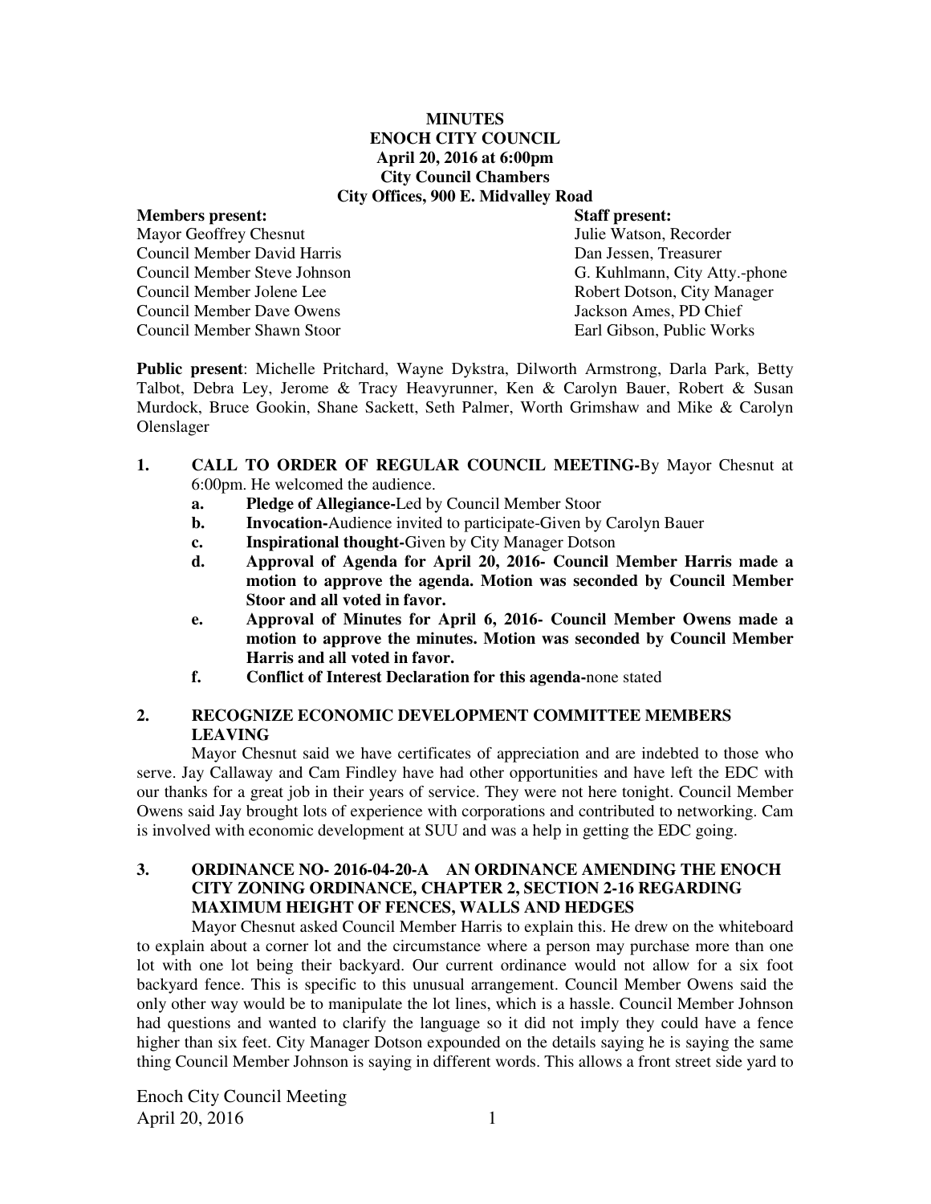# MINUTES
## ENOCH CITY COUNCIL
### April 20, 2016 at 6:00pm
### City Council Chambers
### City Offices, 900 E. Midvalley Road

**Members present:**
Mayor Geoffrey Chesnut
Council Member David Harris
Council Member Steve Johnson
Council Member Jolene Lee
Council Member Dave Owens
Council Member Shawn Stoor

**Staff present:**
Julie Watson, Recorder
Dan Jessen, Treasurer
G. Kuhlmann, City Atty.-phone
Robert Dotson, City Manager
Jackson Ames, PD Chief
Earl Gibson, Public Works

**Public present**: Michelle Pritchard, Wayne Dykstra, Dilworth Armstrong, Darla Park, Betty Talbot, Debra Ley, Jerome & Tracy Heavyrunner, Ken & Carolyn Bauer, Robert & Susan Murdock, Bruce Gookin, Shane Sackett, Seth Palmer, Worth Grimshaw and Mike & Carolyn Olenslager

1. **CALL TO ORDER OF REGULAR COUNCIL MEETING-**By Mayor Chesnut at 6:00pm. He welcomed the audience.
   a. **Pledge of Allegiance-**Led by Council Member Stoor
   b. **Invocation-**Audience invited to participate-Given by Carolyn Bauer
   c. **Inspirational thought-**Given by City Manager Dotson
   d. **Approval of Agenda for April 20, 2016- Council Member Harris made a motion to approve the agenda. Motion was seconded by Council Member Stoor and all voted in favor.**
   e. **Approval of Minutes for April 6, 2016- Council Member Owens made a motion to approve the minutes. Motion was seconded by Council Member Harris and all voted in favor.**
   f. **Conflict of Interest Declaration for this agenda-**none stated

2. **RECOGNIZE ECONOMIC DEVELOPMENT COMMITTEE MEMBERS LEAVING**

Mayor Chesnut said we have certificates of appreciation and are indebted to those who serve. Jay Callaway and Cam Findley have had other opportunities and have left the EDC with our thanks for a great job in their years of service. They were not here tonight. Council Member Owens said Jay brought lots of experience with corporations and contributed to networking. Cam is involved with economic development at SUU and was a help in getting the EDC going.

3. **ORDINANCE NO- 2016-04-20-A AN ORDINANCE AMENDING THE ENOCH CITY ZONING ORDINANCE, CHAPTER 2, SECTION 2-16 REGARDING MAXIMUM HEIGHT OF FENCES, WALLS AND HEDGES**

Mayor Chesnut asked Council Member Harris to explain this. He drew on the whiteboard to explain about a corner lot and the circumstance where a person may purchase more than one lot with one lot being their backyard. Our current ordinance would not allow for a six foot backyard fence. This is specific to this unusual arrangement. Council Member Owens said the only other way would be to manipulate the lot lines, which is a hassle. Council Member Johnson had questions and wanted to clarify the language so it did not imply they could have a fence higher than six feet. City Manager Dotson expounded on the details saying he is saying the same thing Council Member Johnson is saying in different words. This allows a front street side yard to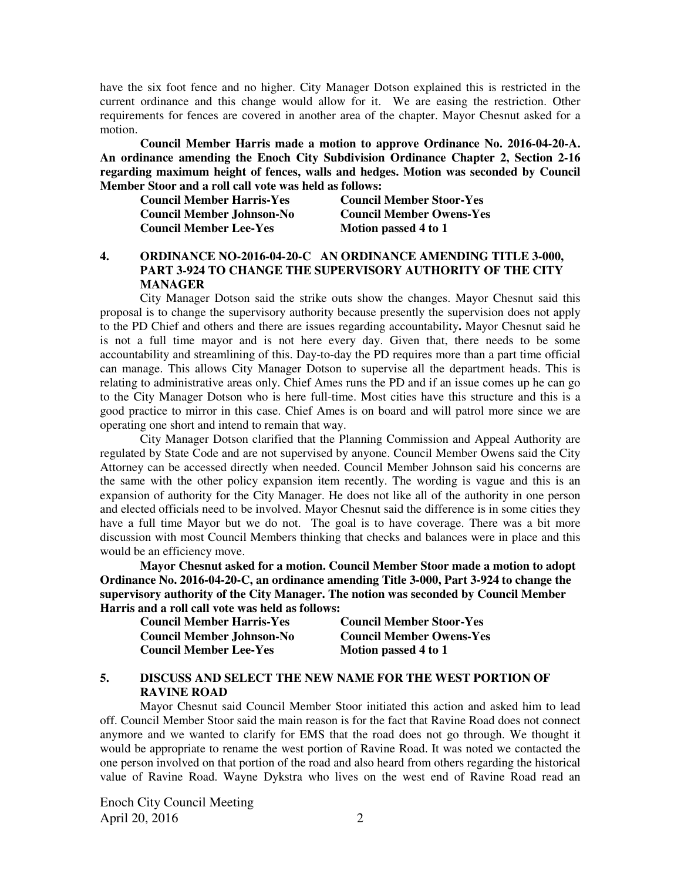have the six foot fence and no higher. City Manager Dotson explained this is restricted in the current ordinance and this change would allow for it. We are easing the restriction. Other requirements for fences are covered in another area of the chapter. Mayor Chesnut asked for a motion.

**Council Member Harris made a motion to approve Ordinance No. 2016-04-20-A. An ordinance amending the Enoch City Subdivision Ordinance Chapter 2, Section 2-16 regarding maximum height of fences, walls and hedges. Motion was seconded by Council Member Stoor and a roll call vote was held as follows:**

| | |
|---|---|
| **Council Member Harris-Yes** | **Council Member Stoor-Yes** |
| **Council Member Johnson-No** | **Council Member Owens-Yes** |
| **Council Member Lee-Yes** | **Motion passed 4 to 1** |

## 4. ORDINANCE NO-2016-04-20-C AN ORDINANCE AMENDING TITLE 3-000, PART 3-924 TO CHANGE THE SUPERVISORY AUTHORITY OF THE CITY MANAGER

City Manager Dotson said the strike outs show the changes. Mayor Chesnut said this proposal is to change the supervisory authority because presently the supervision does not apply to the PD Chief and others and there are issues regarding accountability**.** Mayor Chesnut said he is not a full time mayor and is not here every day. Given that, there needs to be some accountability and streamlining of this. Day-to-day the PD requires more than a part time official can manage. This allows City Manager Dotson to supervise all the department heads. This is relating to administrative areas only. Chief Ames runs the PD and if an issue comes up he can go to the City Manager Dotson who is here full-time. Most cities have this structure and this is a good practice to mirror in this case. Chief Ames is on board and will patrol more since we are operating one short and intend to remain that way.

City Manager Dotson clarified that the Planning Commission and Appeal Authority are regulated by State Code and are not supervised by anyone. Council Member Owens said the City Attorney can be accessed directly when needed. Council Member Johnson said his concerns are the same with the other policy expansion item recently. The wording is vague and this is an expansion of authority for the City Manager. He does not like all of the authority in one person and elected officials need to be involved. Mayor Chesnut said the difference is in some cities they have a full time Mayor but we do not. The goal is to have coverage. There was a bit more discussion with most Council Members thinking that checks and balances were in place and this would be an efficiency move.

**Mayor Chesnut asked for a motion. Council Member Stoor made a motion to adopt Ordinance No. 2016-04-20-C, an ordinance amending Title 3-000, Part 3-924 to change the supervisory authority of the City Manager. The notion was seconded by Council Member Harris and a roll call vote was held as follows:**

| | |
|---|---|
| **Council Member Harris-Yes** | **Council Member Stoor-Yes** |
| **Council Member Johnson-No** | **Council Member Owens-Yes** |
| **Council Member Lee-Yes** | **Motion passed 4 to 1** |

## 5. DISCUSS AND SELECT THE NEW NAME FOR THE WEST PORTION OF RAVINE ROAD

Mayor Chesnut said Council Member Stoor initiated this action and asked him to lead off. Council Member Stoor said the main reason is for the fact that Ravine Road does not connect anymore and we wanted to clarify for EMS that the road does not go through. We thought it would be appropriate to rename the west portion of Ravine Road. It was noted we contacted the one person involved on that portion of the road and also heard from others regarding the historical value of Ravine Road. Wayne Dykstra who lives on the west end of Ravine Road read an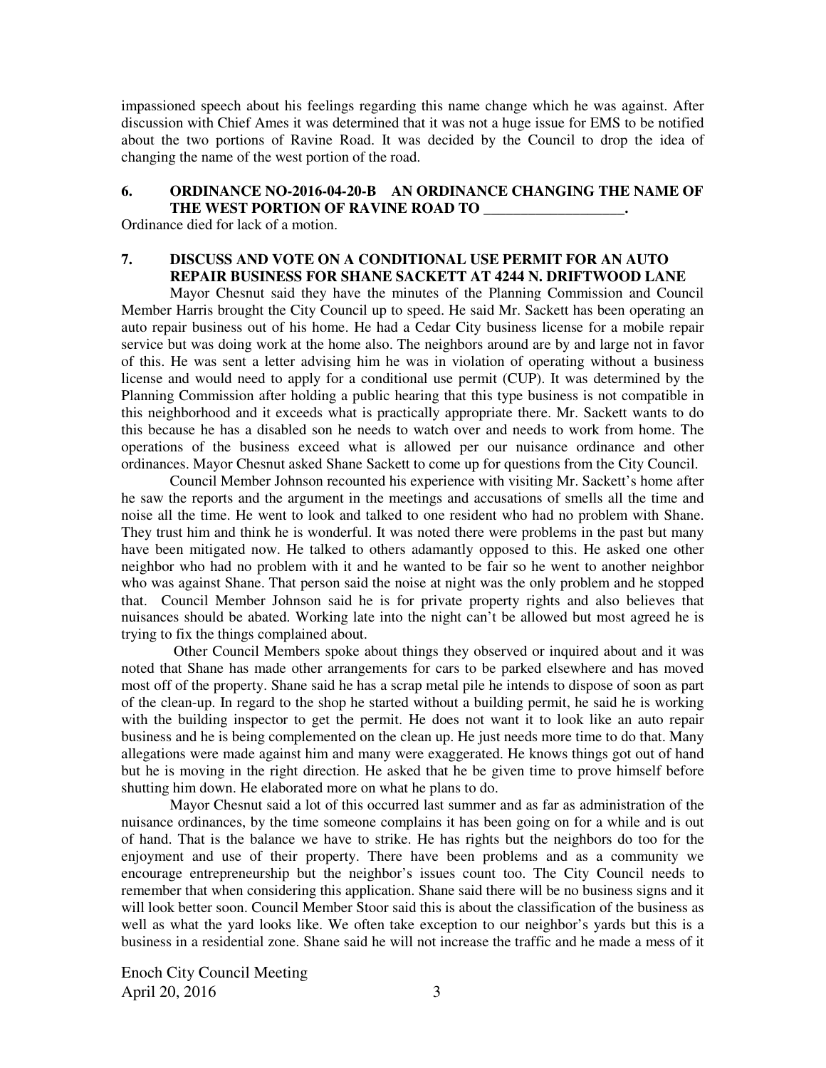impassioned speech about his feelings regarding this name change which he was against. After discussion with Chief Ames it was determined that it was not a huge issue for EMS to be notified about the two portions of Ravine Road. It was decided by the Council to drop the idea of changing the name of the west portion of the road.

**6. ORDINANCE NO-2016-04-20-B AN ORDINANCE CHANGING THE NAME OF THE WEST PORTION OF RAVINE ROAD TO \_\_\_\_\_\_\_\_\_\_\_\_\_\_\_\_\_\_\_.**

Ordinance died for lack of a motion.

**7. DISCUSS AND VOTE ON A CONDITIONAL USE PERMIT FOR AN AUTO REPAIR BUSINESS FOR SHANE SACKETT AT 4244 N. DRIFTWOOD LANE**

Mayor Chesnut said they have the minutes of the Planning Commission and Council Member Harris brought the City Council up to speed. He said Mr. Sackett has been operating an auto repair business out of his home. He had a Cedar City business license for a mobile repair service but was doing work at the home also. The neighbors around are by and large not in favor of this. He was sent a letter advising him he was in violation of operating without a business license and would need to apply for a conditional use permit (CUP). It was determined by the Planning Commission after holding a public hearing that this type business is not compatible in this neighborhood and it exceeds what is practically appropriate there. Mr. Sackett wants to do this because he has a disabled son he needs to watch over and needs to work from home. The operations of the business exceed what is allowed per our nuisance ordinance and other ordinances. Mayor Chesnut asked Shane Sackett to come up for questions from the City Council.

Council Member Johnson recounted his experience with visiting Mr. Sackett's home after he saw the reports and the argument in the meetings and accusations of smells all the time and noise all the time. He went to look and talked to one resident who had no problem with Shane. They trust him and think he is wonderful. It was noted there were problems in the past but many have been mitigated now. He talked to others adamantly opposed to this. He asked one other neighbor who had no problem with it and he wanted to be fair so he went to another neighbor who was against Shane. That person said the noise at night was the only problem and he stopped that. Council Member Johnson said he is for private property rights and also believes that nuisances should be abated. Working late into the night can't be allowed but most agreed he is trying to fix the things complained about.

Other Council Members spoke about things they observed or inquired about and it was noted that Shane has made other arrangements for cars to be parked elsewhere and has moved most off of the property. Shane said he has a scrap metal pile he intends to dispose of soon as part of the clean-up. In regard to the shop he started without a building permit, he said he is working with the building inspector to get the permit. He does not want it to look like an auto repair business and he is being complemented on the clean up. He just needs more time to do that. Many allegations were made against him and many were exaggerated. He knows things got out of hand but he is moving in the right direction. He asked that he be given time to prove himself before shutting him down. He elaborated more on what he plans to do.

Mayor Chesnut said a lot of this occurred last summer and as far as administration of the nuisance ordinances, by the time someone complains it has been going on for a while and is out of hand. That is the balance we have to strike. He has rights but the neighbors do too for the enjoyment and use of their property. There have been problems and as a community we encourage entrepreneurship but the neighbor's issues count too. The City Council needs to remember that when considering this application. Shane said there will be no business signs and it will look better soon. Council Member Stoor said this is about the classification of the business as well as what the yard looks like. We often take exception to our neighbor's yards but this is a business in a residential zone. Shane said he will not increase the traffic and he made a mess of it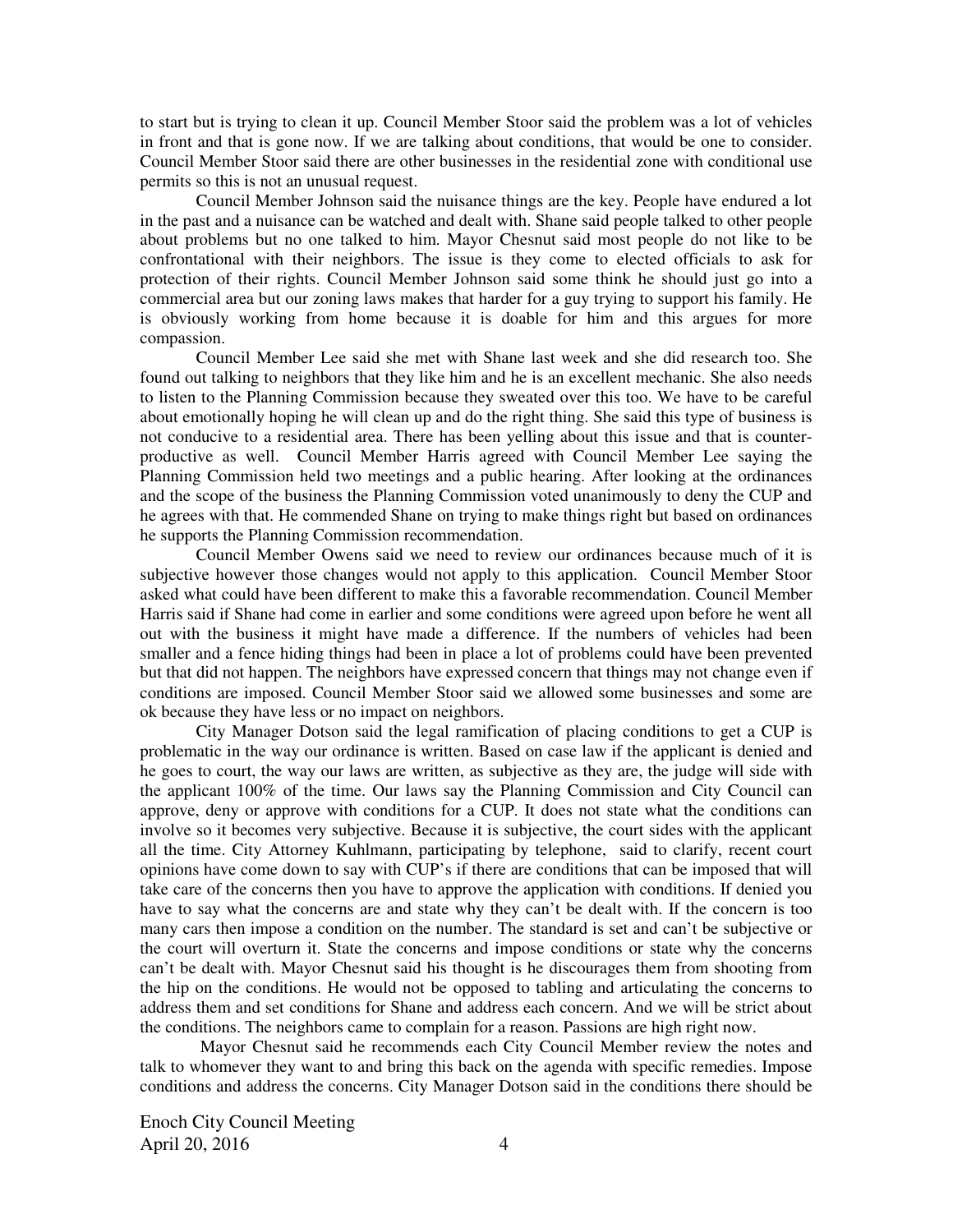to start but is trying to clean it up. Council Member Stoor said the problem was a lot of vehicles in front and that is gone now. If we are talking about conditions, that would be one to consider. Council Member Stoor said there are other businesses in the residential zone with conditional use permits so this is not an unusual request.

Council Member Johnson said the nuisance things are the key. People have endured a lot in the past and a nuisance can be watched and dealt with. Shane said people talked to other people about problems but no one talked to him. Mayor Chesnut said most people do not like to be confrontational with their neighbors. The issue is they come to elected officials to ask for protection of their rights. Council Member Johnson said some think he should just go into a commercial area but our zoning laws makes that harder for a guy trying to support his family. He is obviously working from home because it is doable for him and this argues for more compassion.

Council Member Lee said she met with Shane last week and she did research too. She found out talking to neighbors that they like him and he is an excellent mechanic. She also needs to listen to the Planning Commission because they sweated over this too. We have to be careful about emotionally hoping he will clean up and do the right thing. She said this type of business is not conducive to a residential area. There has been yelling about this issue and that is counter-productive as well. Council Member Harris agreed with Council Member Lee saying the Planning Commission held two meetings and a public hearing. After looking at the ordinances and the scope of the business the Planning Commission voted unanimously to deny the CUP and he agrees with that. He commended Shane on trying to make things right but based on ordinances he supports the Planning Commission recommendation.

Council Member Owens said we need to review our ordinances because much of it is subjective however those changes would not apply to this application. Council Member Stoor asked what could have been different to make this a favorable recommendation. Council Member Harris said if Shane had come in earlier and some conditions were agreed upon before he went all out with the business it might have made a difference. If the numbers of vehicles had been smaller and a fence hiding things had been in place a lot of problems could have been prevented but that did not happen. The neighbors have expressed concern that things may not change even if conditions are imposed. Council Member Stoor said we allowed some businesses and some are ok because they have less or no impact on neighbors.

City Manager Dotson said the legal ramification of placing conditions to get a CUP is problematic in the way our ordinance is written. Based on case law if the applicant is denied and he goes to court, the way our laws are written, as subjective as they are, the judge will side with the applicant 100% of the time. Our laws say the Planning Commission and City Council can approve, deny or approve with conditions for a CUP. It does not state what the conditions can involve so it becomes very subjective. Because it is subjective, the court sides with the applicant all the time. City Attorney Kuhlmann, participating by telephone, said to clarify, recent court opinions have come down to say with CUP's if there are conditions that can be imposed that will take care of the concerns then you have to approve the application with conditions. If denied you have to say what the concerns are and state why they can't be dealt with. If the concern is too many cars then impose a condition on the number. The standard is set and can't be subjective or the court will overturn it. State the concerns and impose conditions or state why the concerns can't be dealt with. Mayor Chesnut said his thought is he discourages them from shooting from the hip on the conditions. He would not be opposed to tabling and articulating the concerns to address them and set conditions for Shane and address each concern. And we will be strict about the conditions. The neighbors came to complain for a reason. Passions are high right now.

Mayor Chesnut said he recommends each City Council Member review the notes and talk to whomever they want to and bring this back on the agenda with specific remedies. Impose conditions and address the concerns. City Manager Dotson said in the conditions there should be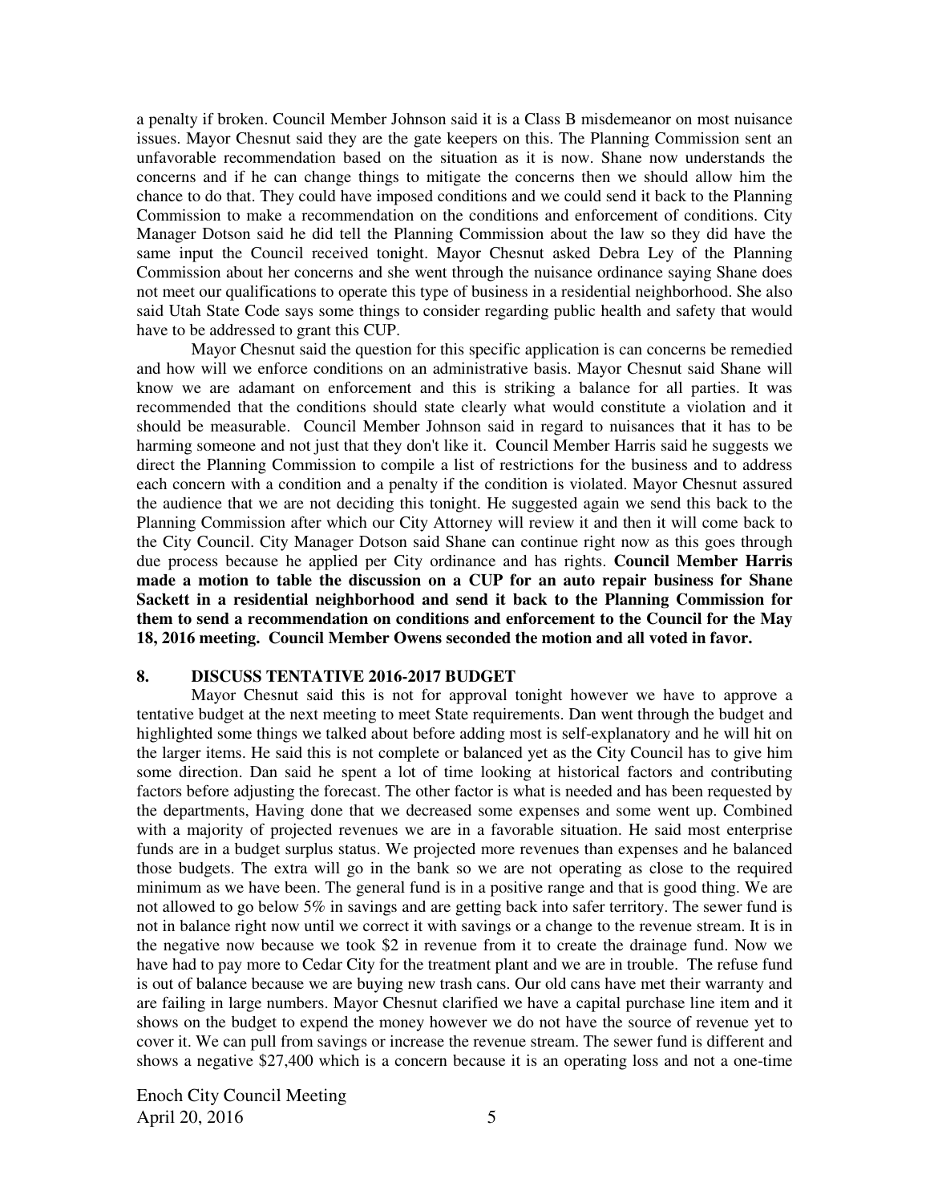a penalty if broken. Council Member Johnson said it is a Class B misdemeanor on most nuisance issues. Mayor Chesnut said they are the gate keepers on this. The Planning Commission sent an unfavorable recommendation based on the situation as it is now. Shane now understands the concerns and if he can change things to mitigate the concerns then we should allow him the chance to do that. They could have imposed conditions and we could send it back to the Planning Commission to make a recommendation on the conditions and enforcement of conditions. City Manager Dotson said he did tell the Planning Commission about the law so they did have the same input the Council received tonight. Mayor Chesnut asked Debra Ley of the Planning Commission about her concerns and she went through the nuisance ordinance saying Shane does not meet our qualifications to operate this type of business in a residential neighborhood. She also said Utah State Code says some things to consider regarding public health and safety that would have to be addressed to grant this CUP.

Mayor Chesnut said the question for this specific application is can concerns be remedied and how will we enforce conditions on an administrative basis. Mayor Chesnut said Shane will know we are adamant on enforcement and this is striking a balance for all parties. It was recommended that the conditions should state clearly what would constitute a violation and it should be measurable. Council Member Johnson said in regard to nuisances that it has to be harming someone and not just that they don't like it. Council Member Harris said he suggests we direct the Planning Commission to compile a list of restrictions for the business and to address each concern with a condition and a penalty if the condition is violated. Mayor Chesnut assured the audience that we are not deciding this tonight. He suggested again we send this back to the Planning Commission after which our City Attorney will review it and then it will come back to the City Council. City Manager Dotson said Shane can continue right now as this goes through due process because he applied per City ordinance and has rights. **Council Member Harris made a motion to table the discussion on a CUP for an auto repair business for Shane Sackett in a residential neighborhood and send it back to the Planning Commission for them to send a recommendation on conditions and enforcement to the Council for the May 18, 2016 meeting. Council Member Owens seconded the motion and all voted in favor.**

## 8. DISCUSS TENTATIVE 2016-2017 BUDGET

Mayor Chesnut said this is not for approval tonight however we have to approve a tentative budget at the next meeting to meet State requirements. Dan went through the budget and highlighted some things we talked about before adding most is self-explanatory and he will hit on the larger items. He said this is not complete or balanced yet as the City Council has to give him some direction. Dan said he spent a lot of time looking at historical factors and contributing factors before adjusting the forecast. The other factor is what is needed and has been requested by the departments, Having done that we decreased some expenses and some went up. Combined with a majority of projected revenues we are in a favorable situation. He said most enterprise funds are in a budget surplus status. We projected more revenues than expenses and he balanced those budgets. The extra will go in the bank so we are not operating as close to the required minimum as we have been. The general fund is in a positive range and that is good thing. We are not allowed to go below 5% in savings and are getting back into safer territory. The sewer fund is not in balance right now until we correct it with savings or a change to the revenue stream. It is in the negative now because we took $2 in revenue from it to create the drainage fund. Now we have had to pay more to Cedar City for the treatment plant and we are in trouble. The refuse fund is out of balance because we are buying new trash cans. Our old cans have met their warranty and are failing in large numbers. Mayor Chesnut clarified we have a capital purchase line item and it shows on the budget to expend the money however we do not have the source of revenue yet to cover it. We can pull from savings or increase the revenue stream. The sewer fund is different and shows a negative $27,400 which is a concern because it is an operating loss and not a one-time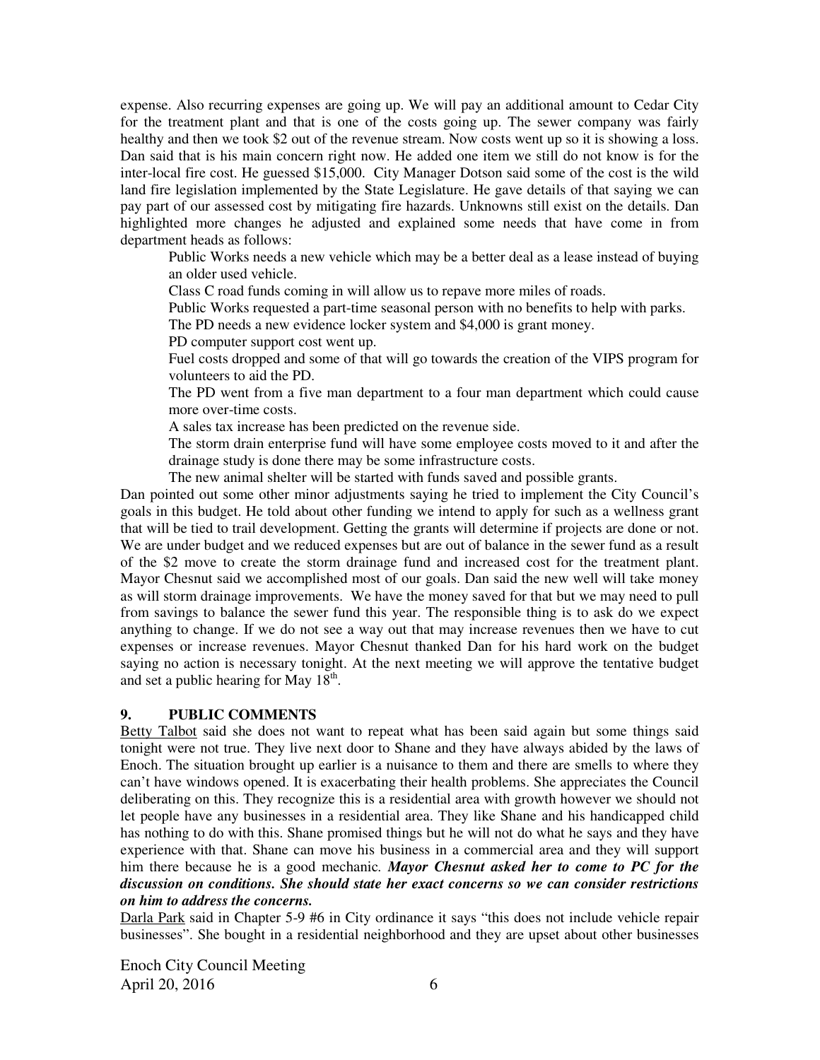expense. Also recurring expenses are going up. We will pay an additional amount to Cedar City for the treatment plant and that is one of the costs going up. The sewer company was fairly healthy and then we took $2 out of the revenue stream. Now costs went up so it is showing a loss. Dan said that is his main concern right now. He added one item we still do not know is for the inter-local fire cost. He guessed $15,000. City Manager Dotson said some of the cost is the wild land fire legislation implemented by the State Legislature. He gave details of that saying we can pay part of our assessed cost by mitigating fire hazards. Unknowns still exist on the details. Dan highlighted more changes he adjusted and explained some needs that have come in from department heads as follows:

> Public Works needs a new vehicle which may be a better deal as a lease instead of buying an older used vehicle.
>
> Class C road funds coming in will allow us to repave more miles of roads.
>
> Public Works requested a part-time seasonal person with no benefits to help with parks.
>
> The PD needs a new evidence locker system and $4,000 is grant money.
>
> PD computer support cost went up.
>
> Fuel costs dropped and some of that will go towards the creation of the VIPS program for volunteers to aid the PD.
>
> The PD went from a five man department to a four man department which could cause more over-time costs.
>
> A sales tax increase has been predicted on the revenue side.
>
> The storm drain enterprise fund will have some employee costs moved to it and after the drainage study is done there may be some infrastructure costs.
>
> The new animal shelter will be started with funds saved and possible grants.

Dan pointed out some other minor adjustments saying he tried to implement the City Council's goals in this budget. He told about other funding we intend to apply for such as a wellness grant that will be tied to trail development. Getting the grants will determine if projects are done or not. We are under budget and we reduced expenses but are out of balance in the sewer fund as a result of the $2 move to create the storm drainage fund and increased cost for the treatment plant. Mayor Chesnut said we accomplished most of our goals. Dan said the new well will take money as will storm drainage improvements. We have the money saved for that but we may need to pull from savings to balance the sewer fund this year. The responsible thing is to ask do we expect anything to change. If we do not see a way out that may increase revenues then we have to cut expenses or increase revenues. Mayor Chesnut thanked Dan for his hard work on the budget saying no action is necessary tonight. At the next meeting we will approve the tentative budget and set a public hearing for May 18th.

## 9. PUBLIC COMMENTS

Betty Talbot said she does not want to repeat what has been said again but some things said tonight were not true. They live next door to Shane and they have always abided by the laws of Enoch. The situation brought up earlier is a nuisance to them and there are smells to where they can't have windows opened. It is exacerbating their health problems. She appreciates the Council deliberating on this. They recognize this is a residential area with growth however we should not let people have any businesses in a residential area. They like Shane and his handicapped child has nothing to do with this. Shane promised things but he will not do what he says and they have experience with that. Shane can move his business in a commercial area and they will support him there because he is a good mechanic. ***Mayor Chesnut asked her to come to PC for the discussion on conditions. She should state her exact concerns so we can consider restrictions on him to address the concerns.***

Darla Park said in Chapter 5-9 #6 in City ordinance it says "this does not include vehicle repair businesses". She bought in a residential neighborhood and they are upset about other businesses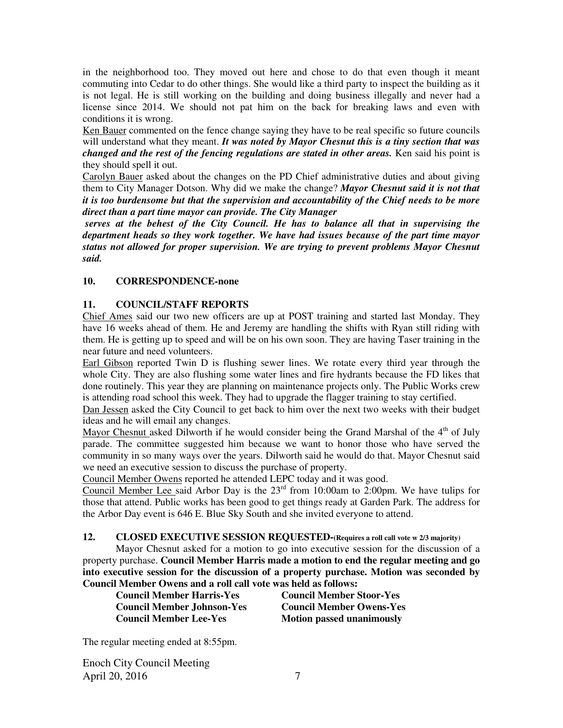in the neighborhood too. They moved out here and chose to do that even though it meant commuting into Cedar to do other things. She would like a third party to inspect the building as it is not legal. He is still working on the building and doing business illegally and never had a license since 2014. We should not pat him on the back for breaking laws and even with conditions it is wrong.

Ken Bauer commented on the fence change saying they have to be real specific so future councils will understand what they meant. ***It was noted by Mayor Chesnut this is a tiny section that was changed and the rest of the fencing regulations are stated in other areas.*** Ken said his point is they should spell it out.

Carolyn Bauer asked about the changes on the PD Chief administrative duties and about giving them to City Manager Dotson. Why did we make the change? ***Mayor Chesnut said it is not that it is too burdensome but that the supervision and accountability of the Chief needs to be more direct than a part time mayor can provide. The City Manager serves at the behest of the City Council. He has to balance all that in supervising the department heads so they work together. We have had issues because of the part time mayor status not allowed for proper supervision. We are trying to prevent problems Mayor Chesnut said.***

## 10. CORRESPONDENCE-none

## 11. COUNCIL/STAFF REPORTS

Chief Ames said our two new officers are up at POST training and started last Monday. They have 16 weeks ahead of them. He and Jeremy are handling the shifts with Ryan still riding with them. He is getting up to speed and will be on his own soon. They are having Taser training in the near future and need volunteers.

Earl Gibson reported Twin D is flushing sewer lines. We rotate every third year through the whole City. They are also flushing some water lines and fire hydrants because the FD likes that done routinely. This year they are planning on maintenance projects only. The Public Works crew is attending road school this week. They had to upgrade the flagger training to stay certified.

Dan Jessen asked the City Council to get back to him over the next two weeks with their budget ideas and he will email any changes.

Mayor Chesnut asked Dilworth if he would consider being the Grand Marshal of the 4th of July parade. The committee suggested him because we want to honor those who have served the community in so many ways over the years. Dilworth said he would do that. Mayor Chesnut said we need an executive session to discuss the purchase of property.

Council Member Owens reported he attended LEPC today and it was good.

Council Member Lee said Arbor Day is the 23rd from 10:00am to 2:00pm. We have tulips for those that attend. Public works has been good to get things ready at Garden Park. The address for the Arbor Day event is 646 E. Blue Sky South and she invited everyone to attend.

## 12. CLOSED EXECUTIVE SESSION REQUESTED-(Requires a roll call vote w 2/3 majority)

Mayor Chesnut asked for a motion to go into executive session for the discussion of a property purchase. **Council Member Harris made a motion to end the regular meeting and go into executive session for the discussion of a property purchase. Motion was seconded by Council Member Owens and a roll call vote was held as follows:**

| | |
|---|---|
| **Council Member Harris-Yes** | **Council Member Stoor-Yes** |
| **Council Member Johnson-Yes** | **Council Member Owens-Yes** |
| **Council Member Lee-Yes** | **Motion passed unanimously** |

The regular meeting ended at 8:55pm.

Enoch City Council Meeting
April 20, 2016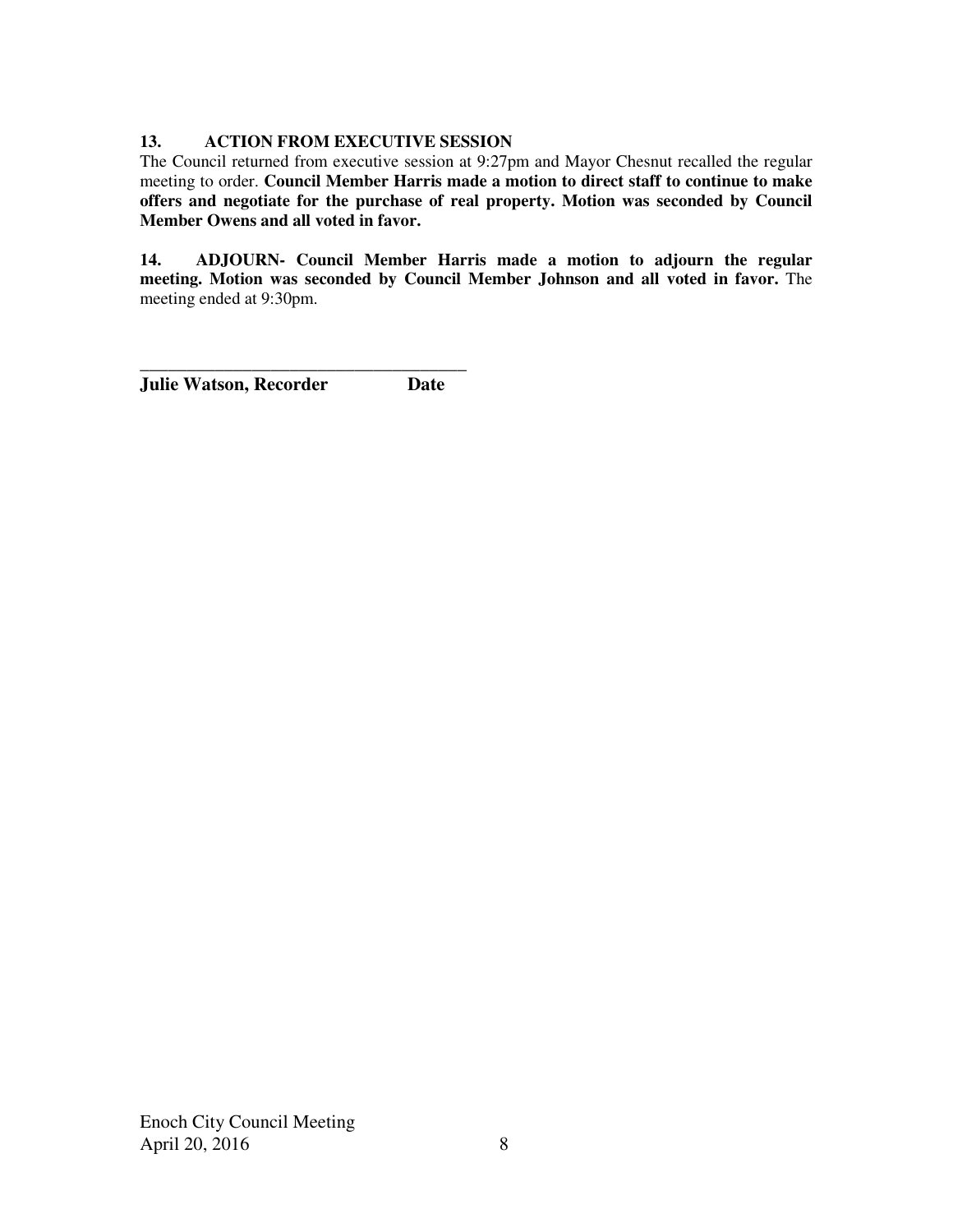**13. ACTION FROM EXECUTIVE SESSION**

The Council returned from executive session at 9:27pm and Mayor Chesnut recalled the regular meeting to order. **Council Member Harris made a motion to direct staff to continue to make offers and negotiate for the purchase of real property. Motion was seconded by Council Member Owens and all voted in favor.**

**14. ADJOURN- Council Member Harris made a motion to adjourn the regular meeting. Motion was seconded by Council Member Johnson and all voted in favor.** The meeting ended at 9:30pm.

_____________________________________

**Julie Watson, Recorder Date**